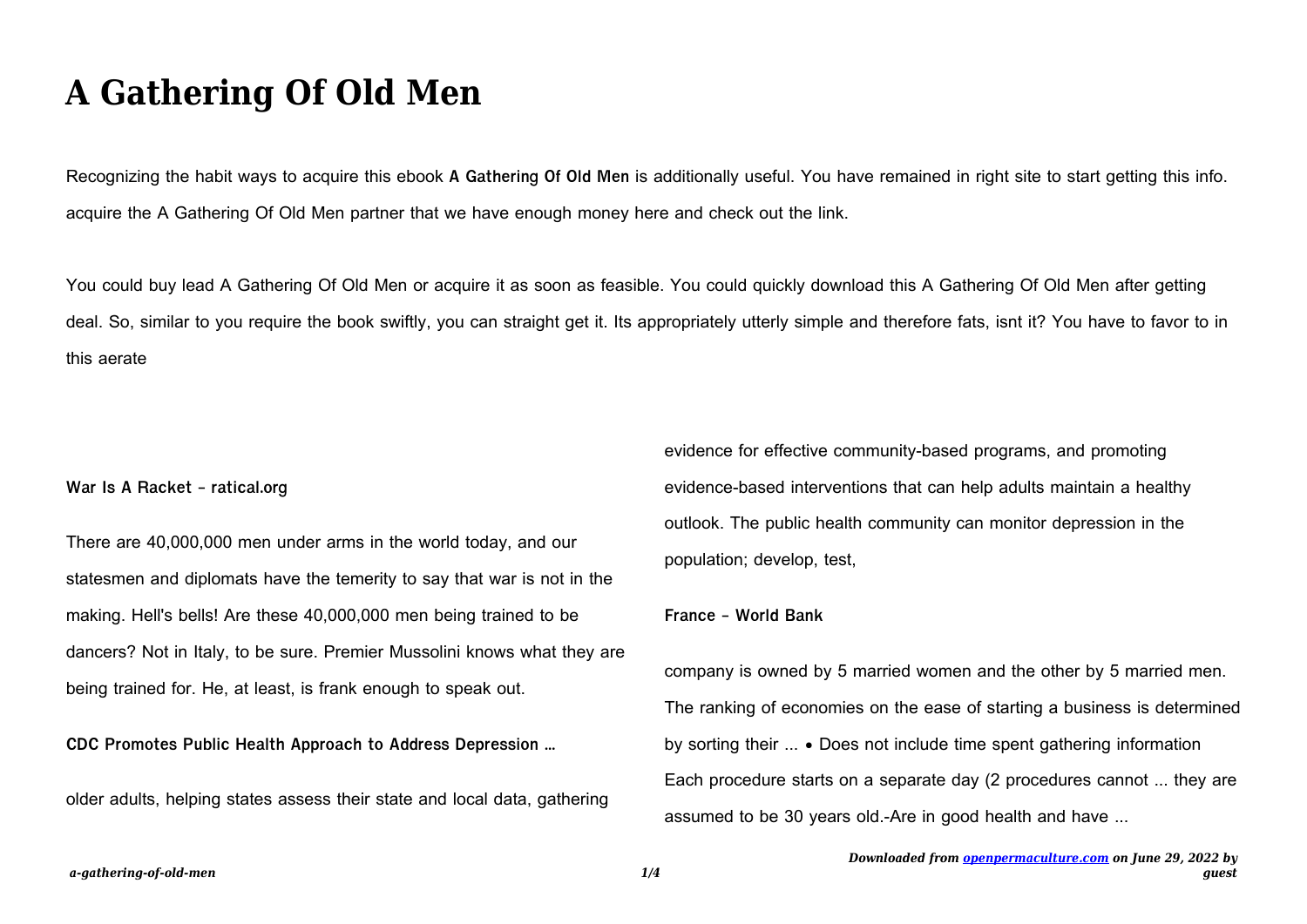# A Gathering Of Old Men

Recognizing the habit ways to acquire this ebook **A Gathering Of Old Men** is additionally useful. You have remained in right site to start getting this info. acquire the A Gathering Of Old Men partner that we have enough money here and check out the link.

You could buy lead A Gathering Of Old Men or acquire it as soon as feasible. You could quickly download this A Gathering Of Old Men after getting deal. So, similar to you require the book swiftly, you can straight get it. Its appropriately utterly simple and therefore fats, isnt it? You have to favor to in this aerate

**War Is A Racket - ratical.org**

There are 40,000,000 men under arms in the world today, and our statesmen and diplomats have the temerity to say that war is not in the making. Hell's bells! Are these 40,000,000 men being trained to be dancers? Not in Italy, to be sure. Premier Mussolini knows what they are being trained for. He, at least, is frank enough to speak out.

**CDC Promotes Public Health Approach to Address Depression …**

older adults, helping states assess their state and local data, gathering evidence for effective community-based programs, and promoting evidence-based interventions that can help adults maintain a healthy outlook. The public health community can monitor depression in the population; develop, test,

**France - World Bank**

company is owned by 5 married women and the other by 5 married men. The ranking of economies on the ease of starting a business is determined by sorting their ... • Does not include time spent gathering information Each procedure starts on a separate day (2 procedures cannot ... they are assumed to be 30 years old.-Are in good health and have ...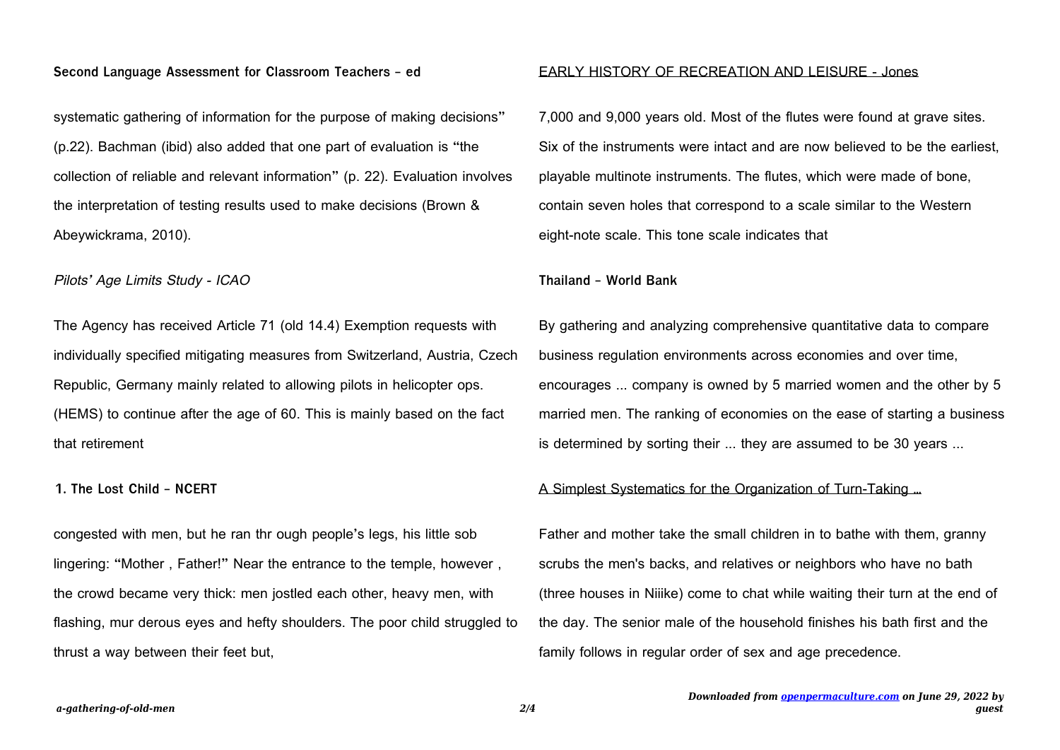**Second Language Assessment for Classroom Teachers - ed**

systematic gathering of information for the purpose of making decisions" (p.22). Bachman (ibid) also added that one part of evaluation is "the collection of reliable and relevant information" (p. 22). Evaluation involves the interpretation of testing results used to make decisions (Brown & Abeywickrama, 2010).

*Pilots' Age Limits Study - ICAO*

The Agency has received Article 71 (old 14.4) Exemption requests with individually specified mitigating measures from Switzerland, Austria, Czech Republic, Germany mainly related to allowing pilots in helicopter ops. (HEMS) to continue after the age of 60. This is mainly based on the fact that retirement

**1. The Lost Child - NCERT**

congested with men, but he ran thr ough people's legs, his little sob lingering: "Mother , Father!" Near the entrance to the temple, however , the crowd became very thick: men jostled each other, heavy men, with flashing, mur derous eyes and hefty shoulders. The poor child struggled to thrust a way between their feet but,

EARLY HISTORY OF RECREATION AND LEISURE - Jones

7,000 and 9,000 years old. Most of the flutes were found at grave sites. Six of the instruments were intact and are now believed to be the earliest, playable multinote instruments. The flutes, which were made of bone, contain seven holes that correspond to a scale similar to the Western eight-note scale. This tone scale indicates that

**Thailand - World Bank**

By gathering and analyzing comprehensive quantitative data to compare business regulation environments across economies and over time, encourages ... company is owned by 5 married women and the other by 5 married men. The ranking of economies on the ease of starting a business is determined by sorting their ... they are assumed to be 30 years ...

A Simplest Systematics for the Organization of Turn-Taking …

Father and mother take the small children in to bathe with them, granny scrubs the men's backs, and relatives or neighbors who have no bath (three houses in Niiike) come to chat while waiting their turn at the end of the day. The senior male of the household finishes his bath first and the family follows in regular order of sex and age precedence.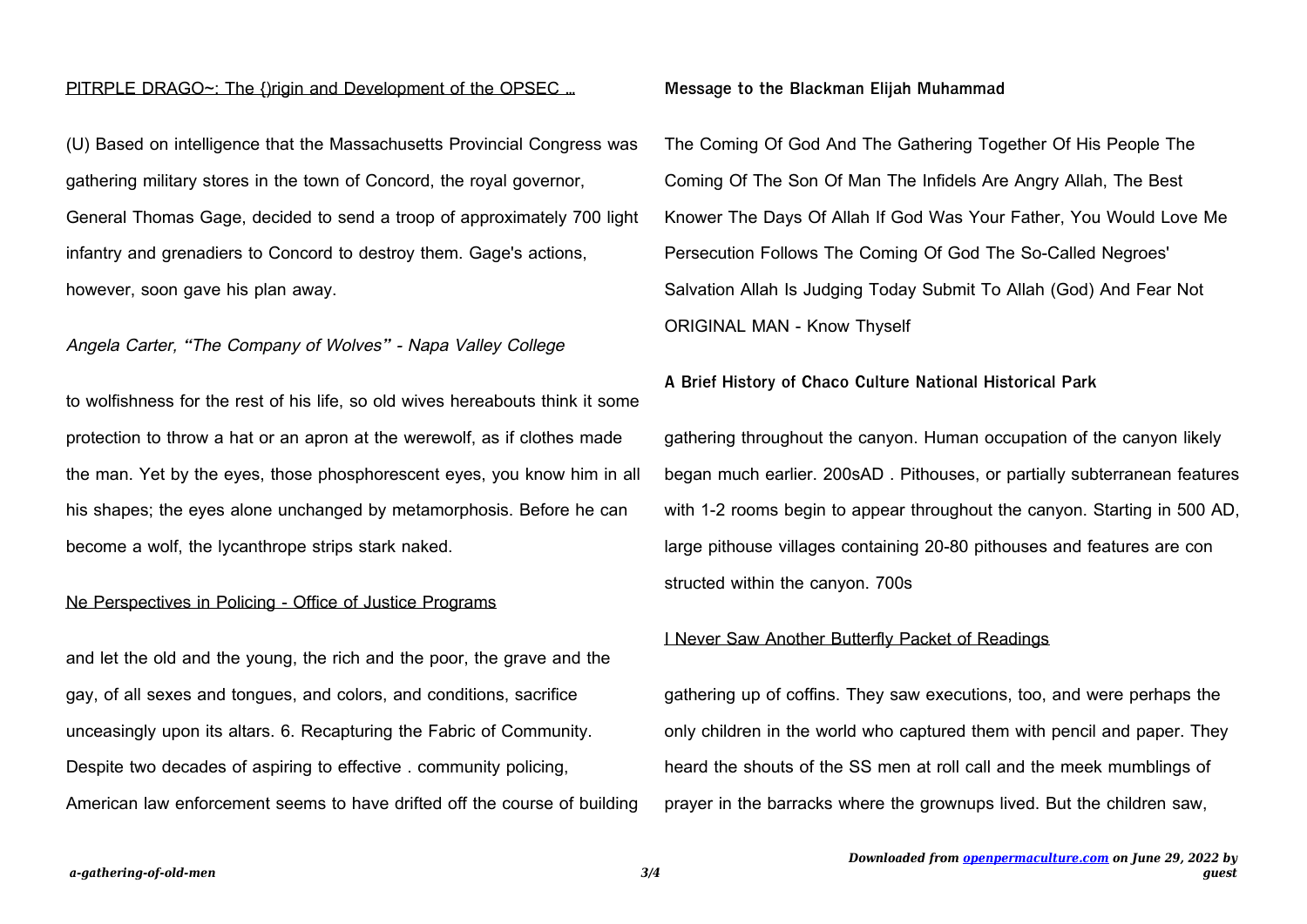PITRPLE DRAGO~: The {)rigin and Development of the OPSEC …

(U) Based on intelligence that the Massachusetts Provincial Congress was gathering military stores in the town of Concord, the royal governor, General Thomas Gage, decided to send a troop of approximately 700 light infantry and grenadiers to Concord to destroy them. Gage's actions, however, soon gave his plan away.

*Angela Carter, "The Company of Wolves" - Napa Valley College*

to wolfishness for the rest of his life, so old wives hereabouts think it some protection to throw a hat or an apron at the werewolf, as if clothes made the man. Yet by the eyes, those phosphorescent eyes, you know him in all his shapes; the eyes alone unchanged by metamorphosis. Before he can become a wolf, the lycanthrope strips stark naked.

Ne Perspectives in Policing - Office of Justice Programs

and let the old and the young, the rich and the poor, the grave and the gay, of all sexes and tongues, and colors, and conditions, sacrifice unceasingly upon its altars. 6. Recapturing the Fabric of Community. Despite two decades of aspiring to effective . community policing, American law enforcement seems to have drifted off the course of building

**Message to the Blackman Elijah Muhammad**

The Coming Of God And The Gathering Together Of His People The Coming Of The Son Of Man The Infidels Are Angry Allah, The Best Knower The Days Of Allah If God Was Your Father, You Would Love Me Persecution Follows The Coming Of God The So-Called Negroes' Salvation Allah Is Judging Today Submit To Allah (God) And Fear Not ORIGINAL MAN - Know Thyself

**A Brief History of Chaco Culture National Historical Park**

gathering throughout the canyon. Human occupation of the canyon likely began much earlier. 200sAD . Pithouses, or partially subterranean features with 1-2 rooms begin to appear throughout the canyon. Starting in 500 AD, large pithouse villages containing 20-80 pithouses and features are con structed within the canyon. 700s

I Never Saw Another Butterfly Packet of Readings

gathering up of coffins. They saw executions, too, and were perhaps the only children in the world who captured them with pencil and paper. They heard the shouts of the SS men at roll call and the meek mumblings of prayer in the barracks where the grownups lived. But the children saw,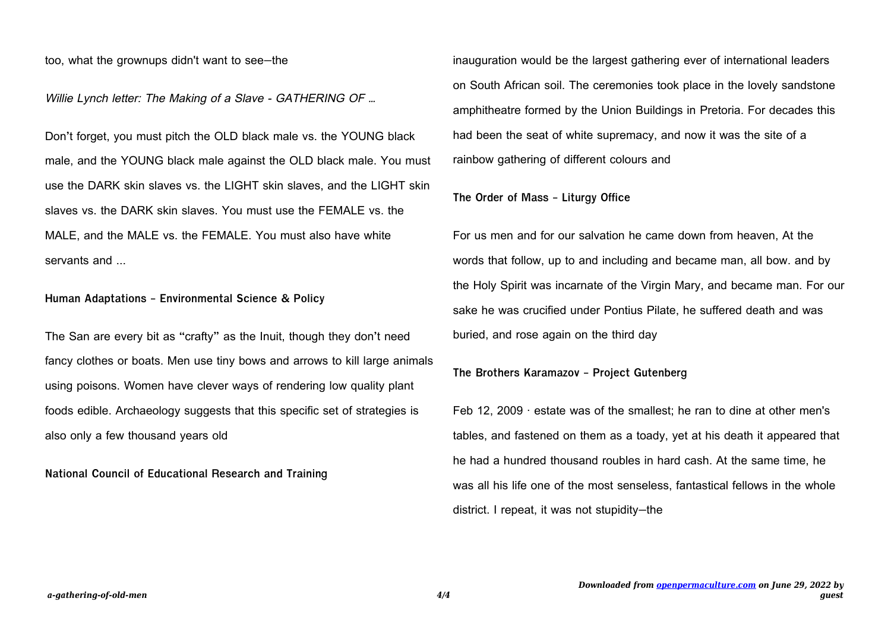too, what the grownups didn't want to see—the

*Willie Lynch letter: The Making of a Slave - GATHERING OF …*

Don't forget, you must pitch the OLD black male vs. the YOUNG black male, and the YOUNG black male against the OLD black male. You must use the DARK skin slaves vs. the LIGHT skin slaves, and the LIGHT skin slaves vs. the DARK skin slaves. You must use the FEMALE vs. the MALE, and the MALE vs. the FEMALE. You must also have white servants and ...

**Human Adaptations - Environmental Science & Policy**

The San are every bit as "crafty" as the Inuit, though they don't need fancy clothes or boats. Men use tiny bows and arrows to kill large animals using poisons. Women have clever ways of rendering low quality plant foods edible. Archaeology suggests that this specific set of strategies is also only a few thousand years old

**National Council of Educational Research and Training**

inauguration would be the largest gathering ever of international leaders on South African soil. The ceremonies took place in the lovely sandstone amphitheatre formed by the Union Buildings in Pretoria. For decades this had been the seat of white supremacy, and now it was the site of a rainbow gathering of different colours and

**The Order of Mass - Liturgy Office**

For us men and for our salvation he came down from heaven, At the words that follow, up to and including and became man, all bow. and by the Holy Spirit was incarnate of the Virgin Mary, and became man. For our sake he was crucified under Pontius Pilate, he suffered death and was buried, and rose again on the third day

**The Brothers Karamazov - Project Gutenberg**

Feb 12, 2009 · estate was of the smallest; he ran to dine at other men's tables, and fastened on them as a toady, yet at his death it appeared that he had a hundred thousand roubles in hard cash. At the same time, he was all his life one of the most senseless, fantastical fellows in the whole district. I repeat, it was not stupidity—the